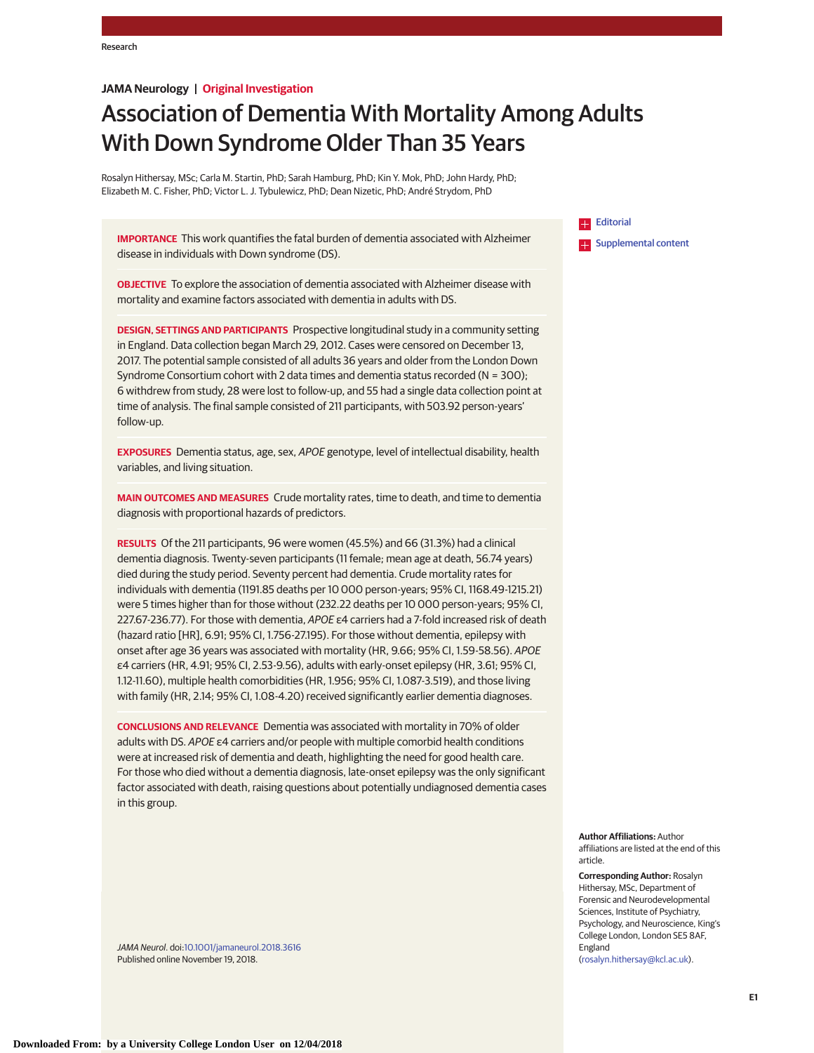Research

JAMA Neurology | Original Investigation

# Association of Dementia With Mortality Among Adults With Down Syndrome Older Than 35 Years

Rosalyn Hithersay, MSc; Carla M. Startin, PhD; Sarah Hamburg, PhD; Kin Y. Mok, PhD; John Hardy, PhD; Elizabeth M. C. Fisher, PhD; Victor L. J. Tybulewicz, PhD; Dean Nizetic, PhD; André Strydom, PhD

Editorial

Supplemental content

**IMPORTANCE** This work quantifies the fatal burden of dementia associated with Alzheimer disease in individuals with Down syndrome (DS).

**OBJECTIVE** To explore the association of dementia associated with Alzheimer disease with mortality and examine factors associated with dementia in adults with DS.

**DESIGN, SETTINGS AND PARTICIPANTS** Prospective longitudinal study in a community setting in England. Data collection began March 29, 2012. Cases were censored on December 13, 2017. The potential sample consisted of all adults 36 years and older from the London Down Syndrome Consortium cohort with 2 data times and dementia status recorded (N = 300); 6 withdrew from study, 28 were lost to follow-up, and 55 had a single data collection point at time of analysis. The final sample consisted of 211 participants, with 503.92 person-years' follow-up.

**EXPOSURES** Dementia status, age, sex, *APOE* genotype, level of intellectual disability, health variables, and living situation.

**MAIN OUTCOMES AND MEASURES** Crude mortality rates, time to death, and time to dementia diagnosis with proportional hazards of predictors.

**RESULTS** Of the 211 participants, 96 were women (45.5%) and 66 (31.3%) had a clinical dementia diagnosis. Twenty-seven participants (11 female; mean age at death, 56.74 years) died during the study period. Seventy percent had dementia. Crude mortality rates for individuals with dementia (1191.85 deaths per 10 000 person-years; 95% CI, 1168.49-1215.21) were 5 times higher than for those without (232.22 deaths per 10 000 person-years; 95% CI, 227.67-236.77). For those with dementia, *APOE* ε4 carriers had a 7-fold increased risk of death (hazard ratio [HR], 6.91; 95% CI, 1.756-27.195). For those without dementia, epilepsy with onset after age 36 years was associated with mortality (HR, 9.66; 95% CI, 1.59-58.56). *APOE* ε4 carriers (HR, 4.91; 95% CI, 2.53-9.56), adults with early-onset epilepsy (HR, 3.61; 95% CI, 1.12-11.60), multiple health comorbidities (HR, 1.956; 95% CI, 1.087-3.519), and those living with family (HR, 2.14; 95% CI, 1.08-4.20) received significantly earlier dementia diagnoses.

**CONCLUSIONS AND RELEVANCE** Dementia was associated with mortality in 70% of older adults with DS. *APOE* ε4 carriers and/or people with multiple comorbid health conditions were at increased risk of dementia and death, highlighting the need for good health care. For those who died without a dementia diagnosis, late-onset epilepsy was the only significant factor associated with death, raising questions about potentially undiagnosed dementia cases in this group.

*JAMA Neurol*. doi:10.1001/jamaneurol.2018.3616
Published online November 19, 2018.

**Author Affiliations:** Author affiliations are listed at the end of this article.

**Corresponding Author:** Rosalyn Hithersay, MSc, Department of Forensic and Neurodevelopmental Sciences, Institute of Psychiatry, Psychology, and Neuroscience, King's College London, London SE5 8AF, England (rosalyn.hithersay@kcl.ac.uk).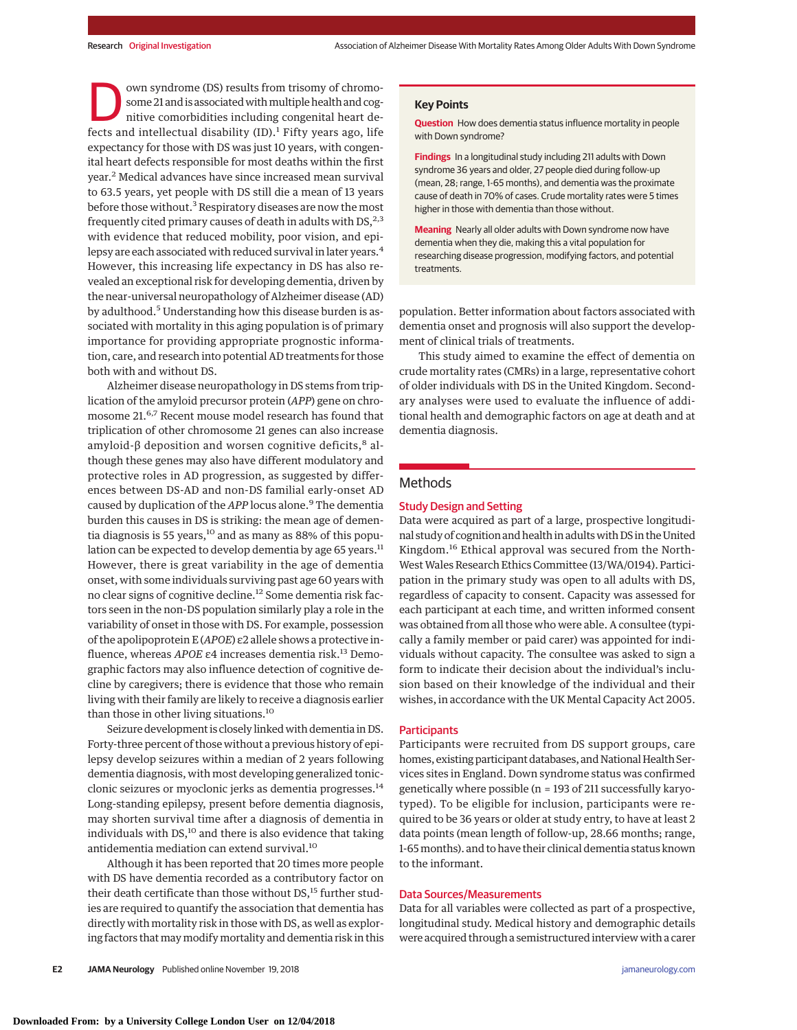Down syndrome (DS) results from trisomy of chromosome 21 and is associated with multiple health and cognitive comorbidities including congenital heart defects and intellectual disability (ID).[1] Fifty years ago, life expectancy for those with DS was just 10 years, with congenital heart defects responsible for most deaths within the first year.[2] Medical advances have since increased mean survival to 63.5 years, yet people with DS still die a mean of 13 years before those without.[3] Respiratory diseases are now the most frequently cited primary causes of death in adults with DS,[2,3] with evidence that reduced mobility, poor vision, and epilepsy are each associated with reduced survival in later years.[4] However, this increasing life expectancy in DS has also revealed an exceptional risk for developing dementia, driven by the near-universal neuropathology of Alzheimer disease (AD) by adulthood.[5] Understanding how this disease burden is associated with mortality in this aging population is of primary importance for providing appropriate prognostic information, care, and research into potential AD treatments for those both with and without DS.

Alzheimer disease neuropathology in DS stems from triplication of the amyloid precursor protein (*APP*) gene on chromosome 21.[6,7] Recent mouse model research has found that triplication of other chromosome 21 genes can also increase amyloid-β deposition and worsen cognitive deficits,[8] although these genes may also have different modulatory and protective roles in AD progression, as suggested by differences between DS-AD and non-DS familial early-onset AD caused by duplication of the *APP* locus alone.[9] The dementia burden this causes in DS is striking: the mean age of dementia diagnosis is 55 years,[10] and as many as 88% of this population can be expected to develop dementia by age 65 years.[11] However, there is great variability in the age of dementia onset, with some individuals surviving past age 60 years with no clear signs of cognitive decline.[12] Some dementia risk factors seen in the non-DS population similarly play a role in the variability of onset in those with DS. For example, possession of the apolipoprotein E (*APOE*) ε2 allele shows a protective influence, whereas *APOE* ε4 increases dementia risk.[13] Demographic factors may also influence detection of cognitive decline by caregivers; there is evidence that those who remain living with their family are likely to receive a diagnosis earlier than those in other living situations.[10]

Seizure development is closely linked with dementia in DS. Forty-three percent of those without a previous history of epilepsy develop seizures within a median of 2 years following dementia diagnosis, with most developing generalized tonic-clonic seizures or myoclonic jerks as dementia progresses.[14] Long-standing epilepsy, present before dementia diagnosis, may shorten survival time after a diagnosis of dementia in individuals with DS,[10] and there is also evidence that taking antidementia mediation can extend survival.[10]

Although it has been reported that 20 times more people with DS have dementia recorded as a contributory factor on their death certificate than those without DS,[15] further studies are required to quantify the association that dementia has directly with mortality risk in those with DS, as well as exploring factors that may modify mortality and dementia risk in this population. Better information about factors associated with dementia onset and prognosis will also support the development of clinical trials of treatments.

This study aimed to examine the effect of dementia on crude mortality rates (CMRs) in a large, representative cohort of older individuals with DS in the United Kingdom. Secondary analyses were used to evaluate the influence of additional health and demographic factors on age at death and at dementia diagnosis.

**Key Points**

**Question** How does dementia status influence mortality in people with Down syndrome?

**Findings** In a longitudinal study including 211 adults with Down syndrome 36 years and older, 27 people died during follow-up (mean, 28; range, 1-65 months), and dementia was the proximate cause of death in 70% of cases. Crude mortality rates were 5 times higher in those with dementia than those without.

**Meaning** Nearly all older adults with Down syndrome now have dementia when they die, making this a vital population for researching disease progression, modifying factors, and potential treatments.

## Methods

### Study Design and Setting

Data were acquired as part of a large, prospective longitudinal study of cognition and health in adults with DS in the United Kingdom.[16] Ethical approval was secured from the North-West Wales Research Ethics Committee (13/WA/0194). Participation in the primary study was open to all adults with DS, regardless of capacity to consent. Capacity was assessed for each participant at each time, and written informed consent was obtained from all those who were able. A consultee (typically a family member or paid carer) was appointed for individuals without capacity. The consultee was asked to sign a form to indicate their decision about the individual's inclusion based on their knowledge of the individual and their wishes, in accordance with the UK Mental Capacity Act 2005.

### Participants

Participants were recruited from DS support groups, care homes, existing participant databases, and National Health Services sites in England. Down syndrome status was confirmed genetically where possible (n = 193 of 211 successfully karyotyped). To be eligible for inclusion, participants were required to be 36 years or older at study entry, to have at least 2 data points (mean length of follow-up, 28.66 months; range, 1-65 months). and to have their clinical dementia status known to the informant.

### Data Sources/Measurements

Data for all variables were collected as part of a prospective, longitudinal study. Medical history and demographic details were acquired through a semistructured interview with a carer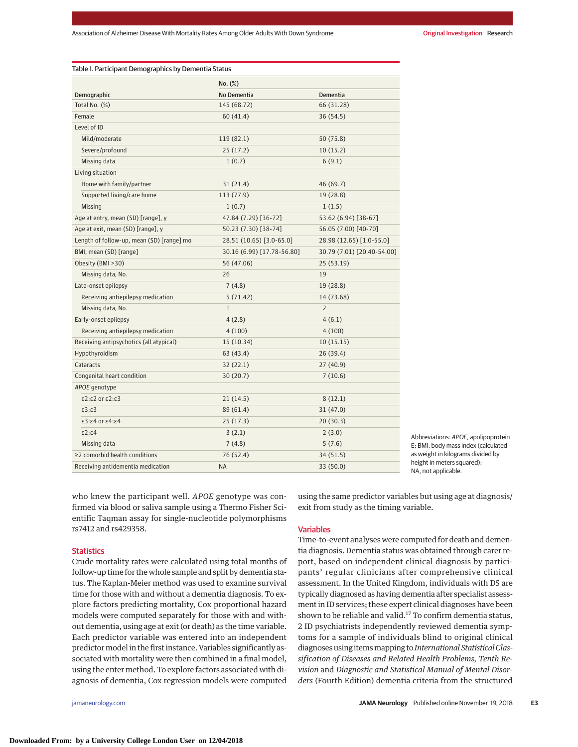Table 1. Participant Demographics by Dementia Status

| Demographic | No. (%) | |
|---|---|---|
| | No Dementia | Dementia |
| Total No. (%) | 145 (68.72) | 66 (31.28) |
| Female | 60 (41.4) | 36 (54.5) |
| Level of ID | | |
| Mild/moderate | 119 (82.1) | 50 (75.8) |
| Severe/profound | 25 (17.2) | 10 (15.2) |
| Missing data | 1 (0.7) | 6 (9.1) |
| Living situation | | |
| Home with family/partner | 31 (21.4) | 46 (69.7) |
| Supported living/care home | 113 (77.9) | 19 (28.8) |
| Missing | 1 (0.7) | 1 (1.5) |
| Age at entry, mean (SD) [range], y | 47.84 (7.29) [36-72] | 53.62 (6.94) [38-67] |
| Age at exit, mean (SD) [range], y | 50.23 (7.30) [38-74] | 56.05 (7.00) [40-70] |
| Length of follow-up, mean (SD) [range] mo | 28.51 (10.65) [3.0-65.0] | 28.98 (12.65) [1.0-55.0] |
| BMI, mean (SD) [range] | 30.16 (6.99) [17.78-56.80] | 30.79 (7.01) [20.40-54.00] |
| Obesity (BMI >30) | 56 (47.06) | 25 (53.19) |
| Missing data, No. | 26 | 19 |
| Late-onset epilepsy | 7 (4.8) | 19 (28.8) |
| Receiving antiepilepsy medication | 5 (71.42) | 14 (73.68) |
| Missing data, No. | 1 | 2 |
| Early-onset epilepsy | 4 (2.8) | 4 (6.1) |
| Receiving antiepilepsy medication | 4 (100) | 4 (100) |
| Receiving antipsychotics (all atypical) | 15 (10.34) | 10 (15.15) |
| Hypothyroidism | 63 (43.4) | 26 (39.4) |
| Cataracts | 32 (22.1) | 27 (40.9) |
| Congenital heart condition | 30 (20.7) | 7 (10.6) |
| *APOE* genotype | | |
| ε2:ε2 or ε2:ε3 | 21 (14.5) | 8 (12.1) |
| ε3:ε3 | 89 (61.4) | 31 (47.0) |
| ε3:ε4 or ε4:ε4 | 25 (17.3) | 20 (30.3) |
| ε2:ε4 | 3 (2.1) | 2 (3.0) |
| Missing data | 7 (4.8) | 5 (7.6) |
| ≥2 comorbid health conditions | 76 (52.4) | 34 (51.5) |
| Receiving antidementia medication | NA | 33 (50.0) |

Abbreviations: *APOE*, apolipoprotein E; BMI, body mass index (calculated as weight in kilograms divided by height in meters squared); NA, not applicable.

who knew the participant well. *APOE* genotype was confirmed via blood or saliva sample using a Thermo Fisher Scientific Taqman assay for single-nucleotide polymorphisms rs7412 and rs429358.

## Statistics

Crude mortality rates were calculated using total months of follow-up time for the whole sample and split by dementia status. The Kaplan-Meier method was used to examine survival time for those with and without a dementia diagnosis. To explore factors predicting mortality, Cox proportional hazard models were computed separately for those with and without dementia, using age at exit (or death) as the time variable. Each predictor variable was entered into an independent predictor model in the first instance. Variables significantly associated with mortality were then combined in a final model, using the enter method. To explore factors associated with diagnosis of dementia, Cox regression models were computed using the same predictor variables but using age at diagnosis/exit from study as the timing variable.

## Variables

Time-to-event analyses were computed for death and dementia diagnosis. Dementia status was obtained through carer report, based on independent clinical diagnosis by participants' regular clinicians after comprehensive clinical assessment. In the United Kingdom, individuals with DS are typically diagnosed as having dementia after specialist assessment in ID services; these expert clinical diagnoses have been shown to be reliable and valid.[17] To confirm dementia status, 2 ID psychiatrists independently reviewed dementia symptoms for a sample of individuals blind to original clinical diagnoses using items mapping to *International Statistical Classification of Diseases and Related Health Problems, Tenth Revision* and *Diagnostic and Statistical Manual of Mental Disorders* (Fourth Edition) dementia criteria from the structured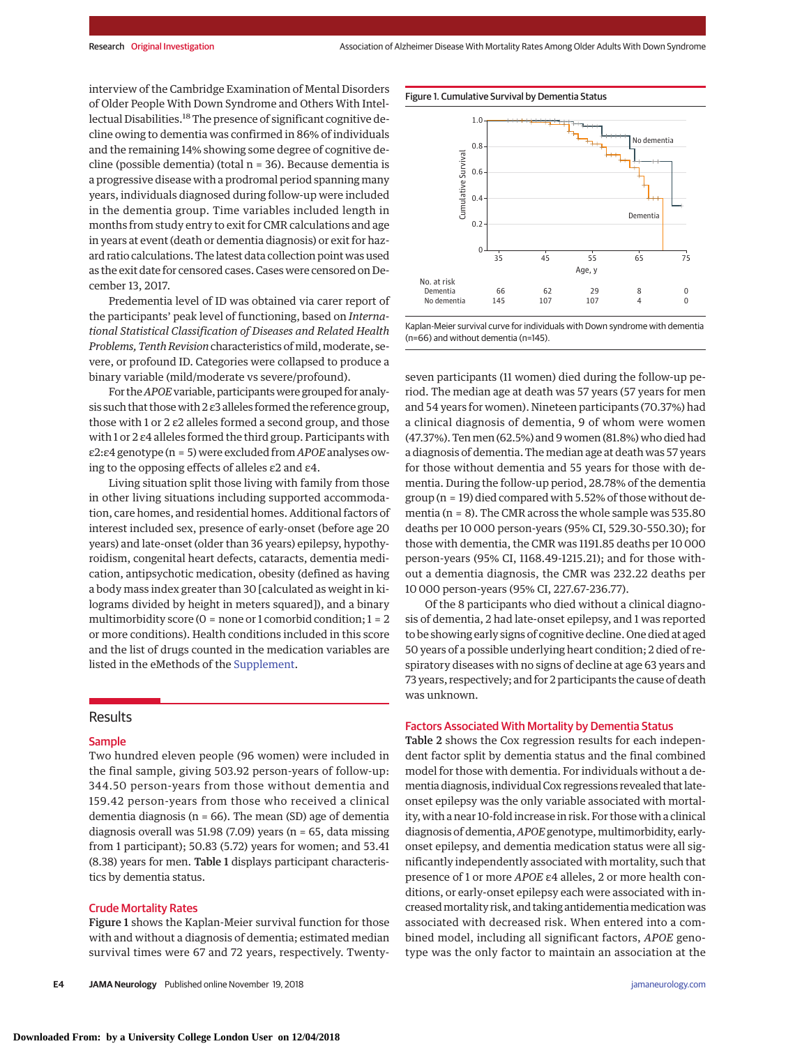interview of the Cambridge Examination of Mental Disorders of Older People With Down Syndrome and Others With Intellectual Disabilities.[18] The presence of significant cognitive decline owing to dementia was confirmed in 86% of individuals and the remaining 14% showing some degree of cognitive decline (possible dementia) (total n = 36). Because dementia is a progressive disease with a prodromal period spanning many years, individuals diagnosed during follow-up were included in the dementia group. Time variables included length in months from study entry to exit for CMR calculations and age in years at event (death or dementia diagnosis) or exit for hazard ratio calculations. The latest data collection point was used as the exit date for censored cases. Cases were censored on December 13, 2017.

Predementia level of ID was obtained via carer report of the participants' peak level of functioning, based on *International Statistical Classification of Diseases and Related Health Problems, Tenth Revision* characteristics of mild, moderate, severe, or profound ID. Categories were collapsed to produce a binary variable (mild/moderate vs severe/profound).

For the *APOE* variable, participants were grouped for analysis such that those with 2 ε3 alleles formed the reference group, those with 1 or 2 ε2 alleles formed a second group, and those with 1 or 2 ε4 alleles formed the third group. Participants with ε2:ε4 genotype (n = 5) were excluded from *APOE* analyses owing to the opposing effects of alleles ε2 and ε4.

Living situation split those living with family from those in other living situations including supported accommodation, care homes, and residential homes. Additional factors of interest included sex, presence of early-onset (before age 20 years) and late-onset (older than 36 years) epilepsy, hypothyroidism, congenital heart defects, cataracts, dementia medication, antipsychotic medication, obesity (defined as having a body mass index greater than 30 [calculated as weight in kilograms divided by height in meters squared]), and a binary multimorbidity score (0 = none or 1 comorbid condition; 1 = 2 or more conditions). Health conditions included in this score and the list of drugs counted in the medication variables are listed in the eMethods of the Supplement.

## Results

### Sample

Two hundred eleven people (96 women) were included in the final sample, giving 503.92 person-years of follow-up: 344.50 person-years from those without dementia and 159.42 person-years from those who received a clinical dementia diagnosis (n = 66). The mean (SD) age of dementia diagnosis overall was 51.98 (7.09) years (n = 65, data missing from 1 participant); 50.83 (5.72) years for women; and 53.41 (8.38) years for men. **Table 1** displays participant characteristics by dementia status.

### Crude Mortality Rates

**Figure 1** shows the Kaplan-Meier survival function for those with and without a diagnosis of dementia; estimated median survival times were 67 and 72 years, respectively. Twenty-seven participants (11 women) died during the follow-up period. The median age at death was 57 years (57 years for men and 54 years for women). Nineteen participants (70.37%) had a clinical diagnosis of dementia, 9 of whom were women (47.37%). Ten men (62.5%) and 9 women (81.8%) who died had a diagnosis of dementia. The median age at death was 57 years for those without dementia and 55 years for those with dementia. During the follow-up period, 28.78% of the dementia group (n = 19) died compared with 5.52% of those without dementia (n = 8). The CMR across the whole sample was 535.80 deaths per 10 000 person-years (95% CI, 529.30-550.30); for those with dementia, the CMR was 1191.85 deaths per 10 000 person-years (95% CI, 1168.49-1215.21); and for those without a dementia diagnosis, the CMR was 232.22 deaths per 10 000 person-years (95% CI, 227.67-236.77).

**Figure 1. Cumulative Survival by Dementia Status**

| No. at risk | 35 | 45 | 55 | 65 | 75 |
|---|---|---|---|---|---|
| Dementia | 66 | 62 | 29 | 8 | 0 |
| No dementia | 145 | 107 | 107 | 4 | 0 |

Kaplan-Meier survival curve for individuals with Down syndrome with dementia (n=66) and without dementia (n=145).

Of the 8 participants who died without a clinical diagnosis of dementia, 2 had late-onset epilepsy, and 1 was reported to be showing early signs of cognitive decline. One died at aged 50 years of a possible underlying heart condition; 2 died of respiratory diseases with no signs of decline at age 63 years and 73 years, respectively; and for 2 participants the cause of death was unknown.

### Factors Associated With Mortality by Dementia Status

**Table 2** shows the Cox regression results for each independent factor split by dementia status and the final combined model for those with dementia. For individuals without a dementia diagnosis, individual Cox regressions revealed that late-onset epilepsy was the only variable associated with mortality, with a near 10-fold increase in risk. For those with a clinical diagnosis of dementia, *APOE* genotype, multimorbidity, early-onset epilepsy, and dementia medication status were all significantly independently associated with mortality, such that presence of 1 or more *APOE* ε4 alleles, 2 or more health conditions, or early-onset epilepsy each were associated with increased mortality risk, and taking antidementia medication was associated with decreased risk. When entered into a combined model, including all significant factors, *APOE* genotype was the only factor to maintain an association at the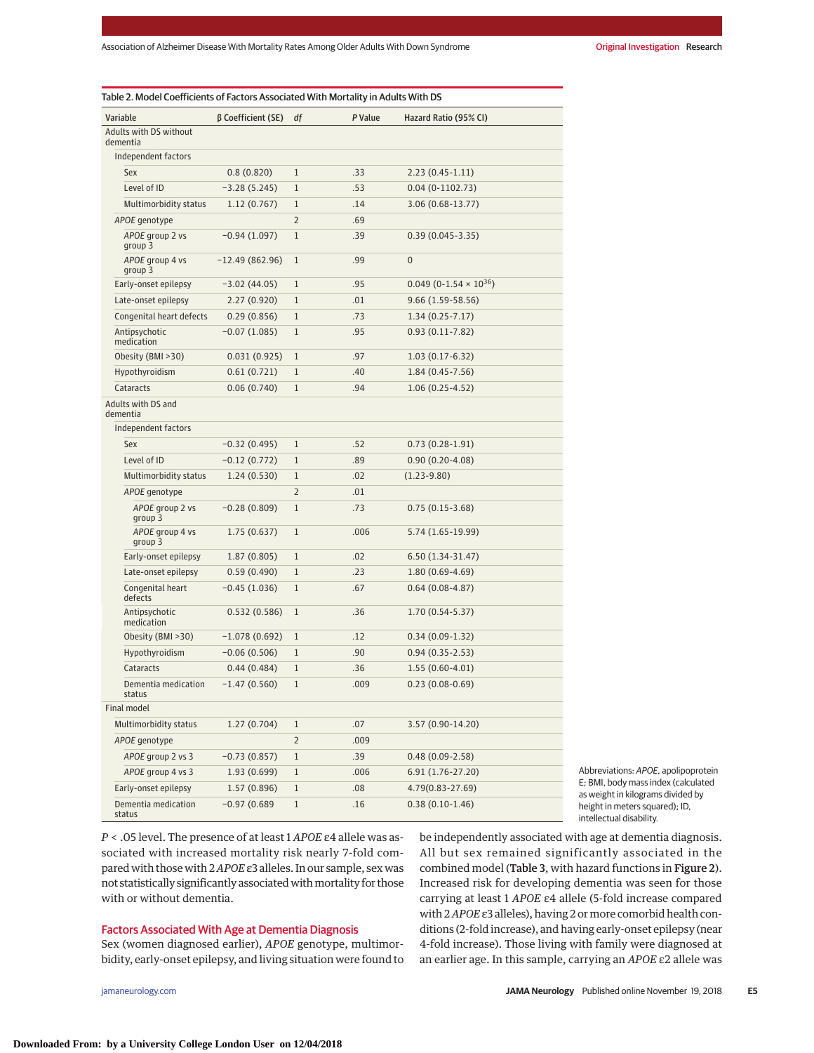Table 2. Model Coefficients of Factors Associated With Mortality in Adults With DS

| Variable | β Coefficient (SE) | df | P Value | Hazard Ratio (95% CI) |
|---|---|---|---|---|
| Adults with DS without dementia | | | | |
| Independent factors | | | | |
| Sex | 0.8 (0.820) | 1 | .33 | 2.23 (0.45-1.11) |
| Level of ID | −3.28 (5.245) | 1 | .53 | 0.04 (0-1102.73) |
| Multimorbidity status | 1.12 (0.767) | 1 | .14 | 3.06 (0.68-13.77) |
| *APOE* genotype | | 2 | .69 | |
| *APOE* group 2 vs group 3 | −0.94 (1.097) | 1 | .39 | 0.39 (0.045-3.35) |
| *APOE* group 4 vs group 3 | −12.49 (862.96) | 1 | .99 | 0 |
| Early-onset epilepsy | −3.02 (44.05) | 1 | .95 | 0.049 (0-1.54 × $10^{36}$) |
| Late-onset epilepsy | 2.27 (0.920) | 1 | .01 | 9.66 (1.59-58.56) |
| Congenital heart defects | 0.29 (0.856) | 1 | .73 | 1.34 (0.25-7.17) |
| Antipsychotic medication | −0.07 (1.085) | 1 | .95 | 0.93 (0.11-7.82) |
| Obesity (BMI >30) | 0.031 (0.925) | 1 | .97 | 1.03 (0.17-6.32) |
| Hypothyroidism | 0.61 (0.721) | 1 | .40 | 1.84 (0.45-7.56) |
| Cataracts | 0.06 (0.740) | 1 | .94 | 1.06 (0.25-4.52) |
| Adults with DS and dementia | | | | |
| Independent factors | | | | |
| Sex | −0.32 (0.495) | 1 | .52 | 0.73 (0.28-1.91) |
| Level of ID | −0.12 (0.772) | 1 | .89 | 0.90 (0.20-4.08) |
| Multimorbidity status | 1.24 (0.530) | 1 | .02 | (1.23-9.80) |
| *APOE* genotype | | 2 | .01 | |
| *APOE* group 2 vs group 3 | −0.28 (0.809) | 1 | .73 | 0.75 (0.15-3.68) |
| *APOE* group 4 vs group 3 | 1.75 (0.637) | 1 | .006 | 5.74 (1.65-19.99) |
| Early-onset epilepsy | 1.87 (0.805) | 1 | .02 | 6.50 (1.34-31.47) |
| Late-onset epilepsy | 0.59 (0.490) | 1 | .23 | 1.80 (0.69-4.69) |
| Congenital heart defects | −0.45 (1.036) | 1 | .67 | 0.64 (0.08-4.87) |
| Antipsychotic medication | 0.532 (0.586) | 1 | .36 | 1.70 (0.54-5.37) |
| Obesity (BMI >30) | −1.078 (0.692) | 1 | .12 | 0.34 (0.09-1.32) |
| Hypothyroidism | −0.06 (0.506) | 1 | .90 | 0.94 (0.35-2.53) |
| Cataracts | 0.44 (0.484) | 1 | .36 | 1.55 (0.60-4.01) |
| Dementia medication status | −1.47 (0.560) | 1 | .009 | 0.23 (0.08-0.69) |
| Final model | | | | |
| Multimorbidity status | 1.27 (0.704) | 1 | .07 | 3.57 (0.90-14.20) |
| *APOE* genotype | | 2 | .009 | |
| *APOE* group 2 vs 3 | −0.73 (0.857) | 1 | .39 | 0.48 (0.09-2.58) |
| *APOE* group 4 vs 3 | 1.93 (0.699) | 1 | .006 | 6.91 (1.76-27.20) |
| Early-onset epilepsy | 1.57 (0.896) | 1 | .08 | 4.79(0.83-27.69) |
| Dementia medication status | −0.97 (0.689 | 1 | .16 | 0.38 (0.10-1.46) |

Abbreviations: *APOE*, apolipoprotein E; BMI, body mass index (calculated as weight in kilograms divided by height in meters squared); ID, intellectual disability.

$P < .05$ level. The presence of at least 1 *APOE* ε4 allele was associated with increased mortality risk nearly 7-fold compared with those with 2 *APOE* ε3 alleles. In our sample, sex was not statistically significantly associated with mortality for those with or without dementia.

## Factors Associated With Age at Dementia Diagnosis

Sex (women diagnosed earlier), *APOE* genotype, multimorbidity, early-onset epilepsy, and living situation were found to be independently associated with age at dementia diagnosis. All but sex remained significantly associated in the combined model (**Table 3**, with hazard functions in **Figure 2**). Increased risk for developing dementia was seen for those carrying at least 1 *APOE* ε4 allele (5-fold increase compared with 2 *APOE* ε3 alleles), having 2 or more comorbid health conditions (2-fold increase), and having early-onset epilepsy (near 4-fold increase). Those living with family were diagnosed at an earlier age. In this sample, carrying an *APOE* ε2 allele was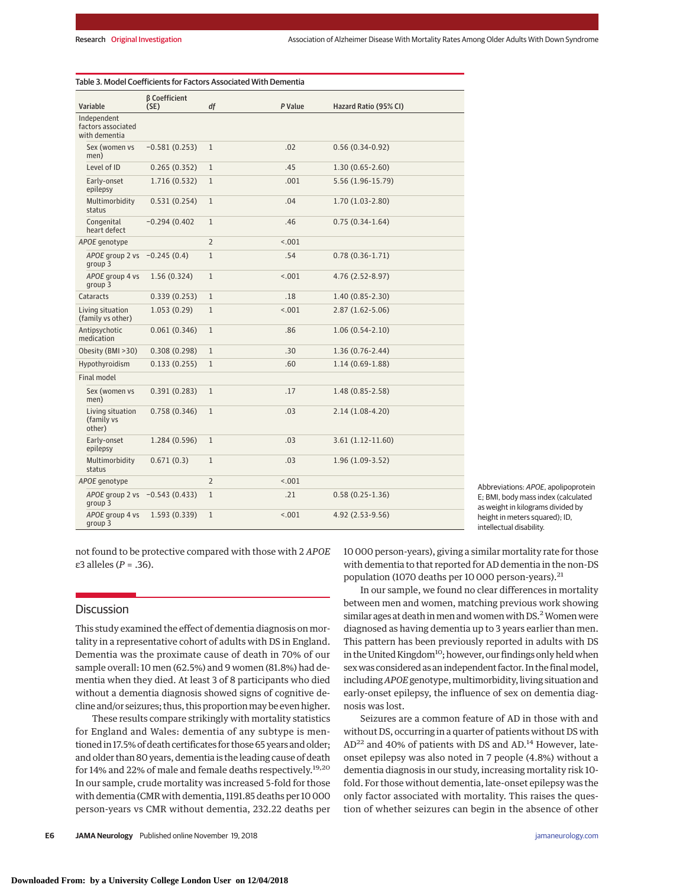Table 3. Model Coefficients for Factors Associated With Dementia

| Variable | β Coefficient (SE) | df | P Value | Hazard Ratio (95% CI) |
|---|---|---|---|---|
| Independent factors associated with dementia | | | | |
| Sex (women vs men) | −0.581 (0.253) | 1 | .02 | 0.56 (0.34-0.92) |
| Level of ID | 0.265 (0.352) | 1 | .45 | 1.30 (0.65-2.60) |
| Early-onset epilepsy | 1.716 (0.532) | 1 | .001 | 5.56 (1.96-15.79) |
| Multimorbidity status | 0.531 (0.254) | 1 | .04 | 1.70 (1.03-2.80) |
| Congenital heart defect | −0.294 (0.402 | 1 | .46 | 0.75 (0.34-1.64) |
| *APOE* genotype | | 2 | <.001 | |
| *APOE* group 2 vs group 3 | −0.245 (0.4) | 1 | .54 | 0.78 (0.36-1.71) |
| *APOE* group 4 vs group 3 | 1.56 (0.324) | 1 | <.001 | 4.76 (2.52-8.97) |
| Cataracts | 0.339 (0.253) | 1 | .18 | 1.40 (0.85-2.30) |
| Living situation (family vs other) | 1.053 (0.29) | 1 | <.001 | 2.87 (1.62-5.06) |
| Antipsychotic medication | 0.061 (0.346) | 1 | .86 | 1.06 (0.54-2.10) |
| Obesity (BMI >30) | 0.308 (0.298) | 1 | .30 | 1.36 (0.76-2.44) |
| Hypothyroidism | 0.133 (0.255) | 1 | .60 | 1.14 (0.69-1.88) |
| Final model | | | | |
| Sex (women vs men) | 0.391 (0.283) | 1 | .17 | 1.48 (0.85-2.58) |
| Living situation (family vs other) | 0.758 (0.346) | 1 | .03 | 2.14 (1.08-4.20) |
| Early-onset epilepsy | 1.284 (0.596) | 1 | .03 | 3.61 (1.12-11.60) |
| Multimorbidity status | 0.671 (0.3) | 1 | .03 | 1.96 (1.09-3.52) |
| *APOE* genotype | | 2 | <.001 | |
| *APOE* group 2 vs group 3 | −0.543 (0.433) | 1 | .21 | 0.58 (0.25-1.36) |
| *APOE* group 4 vs group 3 | 1.593 (0.339) | 1 | <.001 | 4.92 (2.53-9.56) |

Abbreviations: *APOE*, apolipoprotein E; BMI, body mass index (calculated as weight in kilograms divided by height in meters squared); ID, intellectual disability.

not found to be protective compared with those with 2 *APOE* ε3 alleles (*P* = .36).

## Discussion

This study examined the effect of dementia diagnosis on mortality in a representative cohort of adults with DS in England. Dementia was the proximate cause of death in 70% of our sample overall: 10 men (62.5%) and 9 women (81.8%) had dementia when they died. At least 3 of 8 participants who died without a dementia diagnosis showed signs of cognitive decline and/or seizures; thus, this proportion may be even higher.

These results compare strikingly with mortality statistics for England and Wales: dementia of any subtype is mentioned in 17.5% of death certificates for those 65 years and older; and older than 80 years, dementia is the leading cause of death for 14% and 22% of male and female deaths respectively.[19,20] In our sample, crude mortality was increased 5-fold for those with dementia (CMR with dementia, 1191.85 deaths per 10 000 person-years vs CMR without dementia, 232.22 deaths per 10 000 person-years), giving a similar mortality rate for those with dementia to that reported for AD dementia in the non-DS population (1070 deaths per 10 000 person-years).[21]

In our sample, we found no clear differences in mortality between men and women, matching previous work showing similar ages at death in men and women with DS.[2] Women were diagnosed as having dementia up to 3 years earlier than men. This pattern has been previously reported in adults with DS in the United Kingdom[10]; however, our findings only held when sex was considered as an independent factor. In the final model, including *APOE* genotype, multimorbidity, living situation and early-onset epilepsy, the influence of sex on dementia diagnosis was lost.

Seizures are a common feature of AD in those with and without DS, occurring in a quarter of patients without DS with AD[22] and 40% of patients with DS and AD.[14] However, late-onset epilepsy was also noted in 7 people (4.8%) without a dementia diagnosis in our study, increasing mortality risk 10-fold. For those without dementia, late-onset epilepsy was the only factor associated with mortality. This raises the question of whether seizures can begin in the absence of other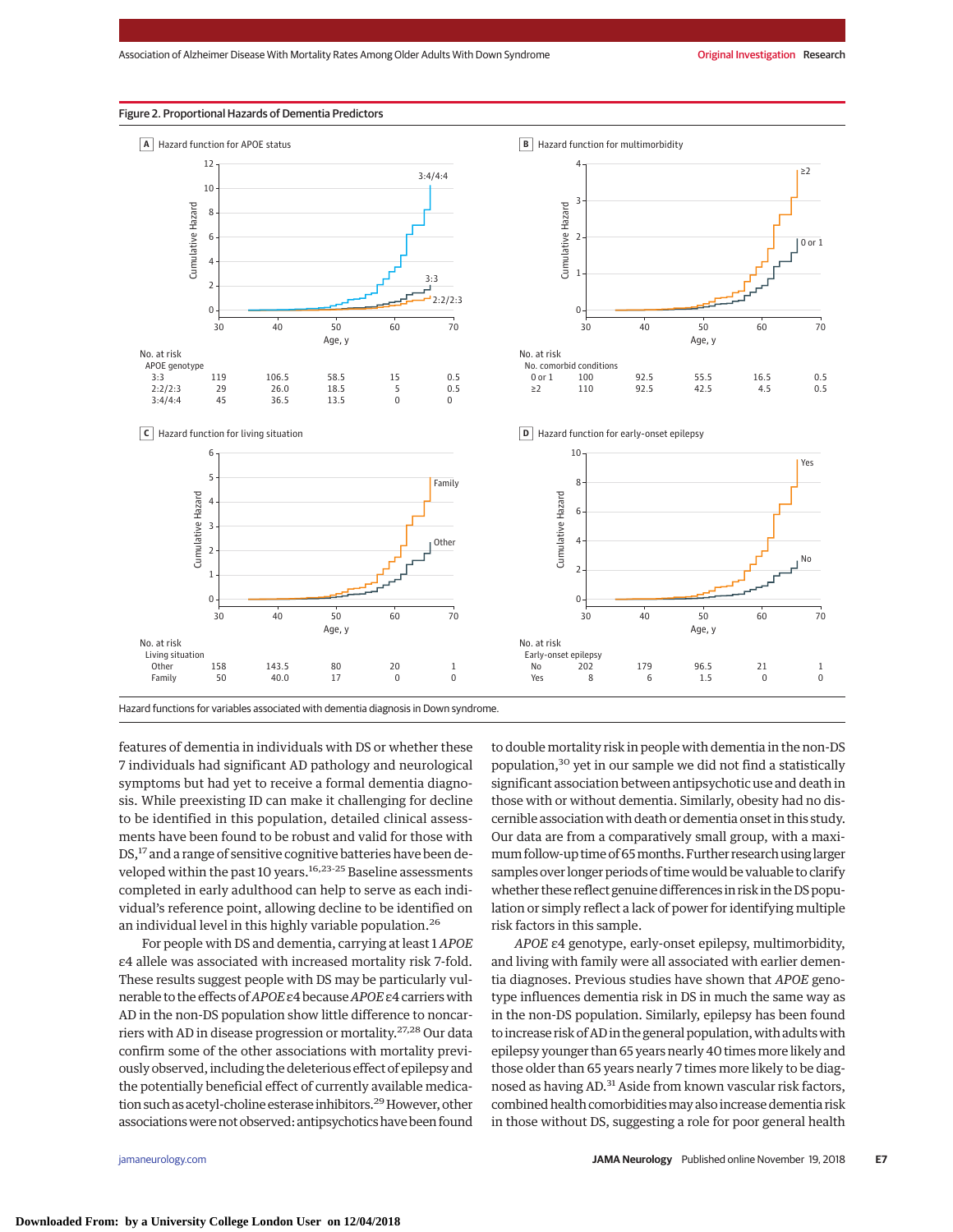**Figure 2. Proportional Hazards of Dementia Predictors**

**A** Hazard function for APOE status

No. at risk

| APOE genotype | 30 | 40 | 50 | 60 | 70 |
|---|---|---|---|---|---|
| 3:3 | 119 | 106.5 | 58.5 | 15 | 0.5 |
| 2:2/2:3 | 29 | 26.0 | 18.5 | 5 | 0.5 |
| 3:4/4:4 | 45 | 36.5 | 13.5 | 0 | 0 |

**B** Hazard function for multimorbidity

No. at risk

| No. comorbid conditions | 30 | 40 | 50 | 60 | 70 |
|---|---|---|---|---|---|
| 0 or 1 | 100 | 92.5 | 55.5 | 16.5 | 0.5 |
| ≥2 | 110 | 92.5 | 42.5 | 4.5 | 0.5 |

**C** Hazard function for living situation

No. at risk

| Living situation | 30 | 40 | 50 | 60 | 70 |
|---|---|---|---|---|---|
| Other | 158 | 143.5 | 80 | 20 | 1 |
| Family | 50 | 40.0 | 17 | 0 | 0 |

**D** Hazard function for early-onset epilepsy

No. at risk

| Early-onset epilepsy | 30 | 40 | 50 | 60 | 70 |
|---|---|---|---|---|---|
| No | 202 | 179 | 96.5 | 21 | 1 |
| Yes | 8 | 6 | 1.5 | 0 | 0 |

Hazard functions for variables associated with dementia diagnosis in Down syndrome.

features of dementia in individuals with DS or whether these 7 individuals had significant AD pathology and neurological symptoms but had yet to receive a formal dementia diagnosis. While preexisting ID can make it challenging for decline to be identified in this population, detailed clinical assessments have been found to be robust and valid for those with DS,[17] and a range of sensitive cognitive batteries have been developed within the past 10 years.[16,23-25] Baseline assessments completed in early adulthood can help to serve as each individual's reference point, allowing decline to be identified on an individual level in this highly variable population.[26]

For people with DS and dementia, carrying at least 1 *APOE* ε4 allele was associated with increased mortality risk 7-fold. These results suggest people with DS may be particularly vulnerable to the effects of *APOE* ε4 because *APOE* ε4 carriers with AD in the non-DS population show little difference to noncarriers with AD in disease progression or mortality.[27,28] Our data confirm some of the other associations with mortality previously observed, including the deleterious effect of epilepsy and the potentially beneficial effect of currently available medication such as acetyl-choline esterase inhibitors.[29] However, other associations were not observed: antipsychotics have been found to double mortality risk in people with dementia in the non-DS population,[30] yet in our sample we did not find a statistically significant association between antipsychotic use and death in those with or without dementia. Similarly, obesity had no discernible association with death or dementia onset in this study. Our data are from a comparatively small group, with a maximum follow-up time of 65 months. Further research using larger samples over longer periods of time would be valuable to clarify whether these reflect genuine differences in risk in the DS population or simply reflect a lack of power for identifying multiple risk factors in this sample.

*APOE* ε4 genotype, early-onset epilepsy, multimorbidity, and living with family were all associated with earlier dementia diagnoses. Previous studies have shown that *APOE* genotype influences dementia risk in DS in much the same way as in the non-DS population. Similarly, epilepsy has been found to increase risk of AD in the general population, with adults with epilepsy younger than 65 years nearly 40 times more likely and those older than 65 years nearly 7 times more likely to be diagnosed as having AD.[31] Aside from known vascular risk factors, combined health comorbidities may also increase dementia risk in those without DS, suggesting a role for poor general health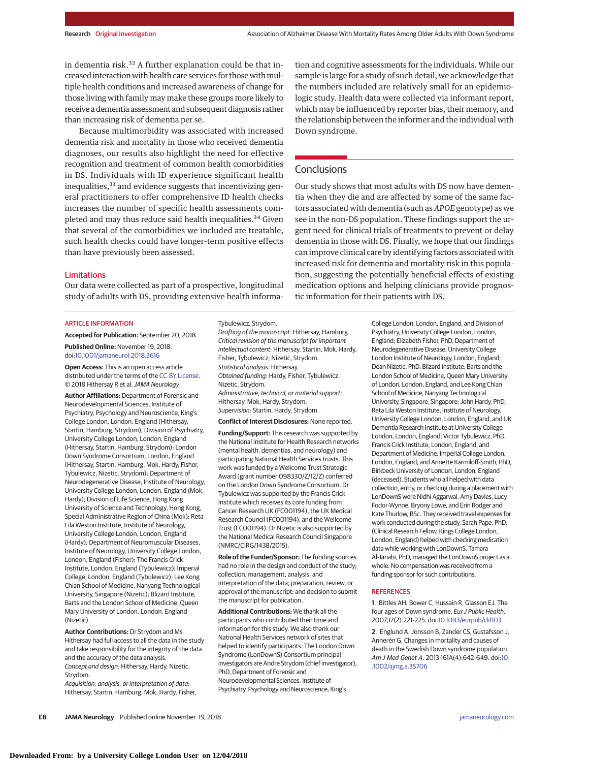in dementia risk.[32] A further explanation could be that increased interaction with health care services for those with multiple health conditions and increased awareness of change for those living with family may make these groups more likely to receive a dementia assessment and subsequent diagnosis rather than increasing risk of dementia per se.

Because multimorbidity was associated with increased dementia risk and mortality in those who received dementia diagnoses, our results also highlight the need for effective recognition and treatment of common health comorbidities in DS. Individuals with ID experience significant health inequalities,[33] and evidence suggests that incentivizing general practitioners to offer comprehensive ID health checks increases the number of specific health assessments completed and may thus reduce said health inequalities.[34] Given that several of the comorbidities we included are treatable, such health checks could have longer-term positive effects than have previously been assessed.

### Limitations

Our data were collected as part of a prospective, longitudinal study of adults with DS, providing extensive health information and cognitive assessments for the individuals. While our sample is large for a study of such detail, we acknowledge that the numbers included are relatively small for an epidemiologic study. Health data were collected via informant report, which may be influenced by reporter bias, their memory, and the relationship between the informer and the individual with Down syndrome.

## Conclusions

Our study shows that most adults with DS now have dementia when they die and are affected by some of the same factors associated with dementia (such as *APOE* genotype) as we see in the non-DS population. These findings support the urgent need for clinical trials of treatments to prevent or delay dementia in those with DS. Finally, we hope that our findings can improve clinical care by identifying factors associated with increased risk for dementia and mortality risk in this population, suggesting the potentially beneficial effects of existing medication options and helping clinicians provide prognostic information for their patients with DS.

### ARTICLE INFORMATION

**Accepted for Publication:** September 20, 2018.

**Published Online:** November 19, 2018. doi:10.1001/jamaneurol.2018.3616

**Open Access:** This is an open access article distributed under the terms of the CC-BY License. © 2018 Hithersay R et al. *JAMA Neurology*.

**Author Affiliations:** Department of Forensic and Neurodevelopmental Sciences, Institute of Psychiatry, Psychology and Neuroscience, King's College London, London, England (Hithersay, Startin, Hamburg, Strydom); Division of Psychiatry, University College London, London, England (Hithersay, Startin, Hamburg, Strydom); London Down Syndrome Consortium, London, England (Hithersay, Startin, Hamburg, Mok, Hardy, Fisher, Tybulewicz, Nizetic, Strydom); Department of Neurodegenerative Disease, Institute of Neurology, University College London, London, England (Mok, Hardy); Division of Life Science, Hong Kong University of Science and Technology, Hong Kong, Special Administrative Region of China (Mok); Reta Lila Weston Institute, Institute of Neurology, University College London, London, England (Hardy); Department of Neuromuscular Diseases, Institute of Neurology, University College London, London, England (Fisher); The Francis Crick Institute, London, England (Tybulewicz); Imperial College, London, England (Tybulewicz); Lee Kong Chian School of Medicine, Nanyang Technological University, Singapore (Nizetic); Blizard Institute, Barts and the London School of Medicine, Queen Mary University of London, London, England (Nizetic).

**Author Contributions:** Dr Strydom and Ms Hithersay had full access to all the data in the study and take responsibility for the integrity of the data and the accuracy of the data analysis.
*Concept and design:* Hithersay, Hardy, Nizetic, Strydom.
*Acquisition, analysis, or interpretation of data:* Hithersay, Startin, Hamburg, Mok, Hardy, Fisher, Tybulewicz, Strydom.
*Drafting of the manuscript:* Hithersay, Hamburg.
*Critical revision of the manuscript for important intellectual content:* Hithersay, Startin, Mok, Hardy, Fisher, Tybulewicz, Nizetic, Strydom.
*Statistical analysis:* Hithersay.
*Obtained funding:* Hardy, Fisher, Tybulewicz, Nizetic, Strydom.
*Administrative, technical, or material support:* Hithersay, Mok, Hardy, Strydom.
*Supervision:* Startin, Hardy, Strydom.

**Conflict of Interest Disclosures:** None reported.

**Funding/Support:** This research was supported by the National Institute for Health Research networks (mental health, dementias, and neurology) and participating National Health Services trusts. This work was funded by a Wellcome Trust Strategic Award (grant number 098330/Z/12/Z) conferred on the London Down Syndrome Consortium. Dr Tybulewicz was supported by the Francis Crick Institute which receives its core funding from Cancer Research UK (FC001194), the UK Medical Research Council (FC001194), and the Wellcome Trust (FC001194). Dr Nizetic is also supported by the National Medical Research Council Singapore (NMRC/CIRG/1438/2015).

**Role of the Funder/Sponsor:** The funding sources had no role in the design and conduct of the study; collection, management, analysis, and interpretation of the data; preparation, review, or approval of the manuscript; and decision to submit the manuscript for publication.

**Additional Contributions:** We thank all the participants who contributed their time and information for this study. We also thank our National Health Services network of sites that helped to identify participants. The London Down Syndrome (LonDownS) Consortium principal investigators are Andre Strydom (chief investigator), PhD, Department of Forensic and Neurodevelopmental Sciences, Institute of Psychiatry, Psychology and Neuroscience, King's College London, London, England, and Division of Psychiatry, University College London, London, England; Elizabeth Fisher, PhD, Department of Neurodegenerative Disease, University College London Institute of Neurology, London, England; Dean Nizetic, PhD, Blizard Institute, Barts and the London School of Medicine, Queen Mary University of London, London, England, and Lee Kong Chian School of Medicine, Nanyang Technological University, Singapore, Singapore; John Hardy, PhD, Reta Lila Weston Institute, Institute of Neurology, University College London, London, England, and UK Dementia Research Institute at University College London, London, England; Victor Tybulewicz, PhD, Francis Crick Institute, London, England, and Department of Medicine, Imperial College London, London, England; and Annette Karmiloff-Smith, PhD, Birkbeck University of London, London, England (deceased). Students who all helped with data collection, entry, or checking during a placement with LonDownS were Nidhi Aggarwal, Amy Davies, Lucy Fodor-Wynne, Bryony Lowe, and Erin Rodger and Kate Thurlow, BSc. They received travel expenses for work conducted during the study. Sarah Pape, PhD, (Clinical Research Fellow, Kings College London, London, England) helped with checking medication data while working with LonDownS. Tamara Al-Janabi, PhD, managed the LonDownS project as a whole. No compensation was received from a funding sponsor for such contributions.

### REFERENCES

1. Bittles AH, Bower C, Hussain R, Glasson EJ. The four ages of Down syndrome. *Eur J Public Health*. 2007;17(2):221-225. doi:10.1093/eurpub/ckl103

2. Englund A, Jonsson B, Zander CS, Gustafsson J, Annerén G. Changes in mortality and causes of death in the Swedish Down syndrome population. *Am J Med Genet A*. 2013;161A(4):642-649. doi:10.1002/ajmg.a.35706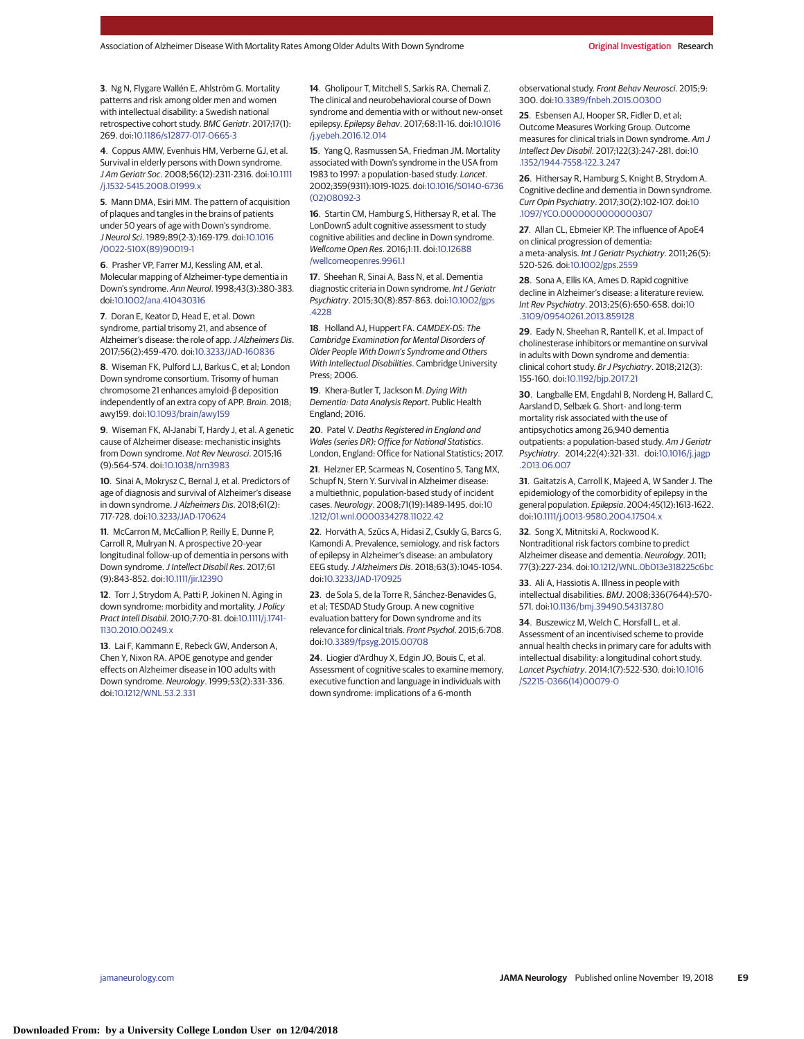3. Ng N, Flygare Wallén E, Ahlström G. Mortality patterns and risk among older men and women with intellectual disability: a Swedish national retrospective cohort study. *BMC Geriatr*. 2017;17(1):269. doi:10.1186/s12877-017-0665-3

4. Coppus AMW, Evenhuis HM, Verberne GJ, et al. Survival in elderly persons with Down syndrome. *J Am Geriatr Soc*. 2008;56(12):2311-2316. doi:10.1111/j.1532-5415.2008.01999.x

5. Mann DMA, Esiri MM. The pattern of acquisition of plaques and tangles in the brains of patients under 50 years of age with Down's syndrome. *J Neurol Sci*. 1989;89(2-3):169-179. doi:10.1016/0022-510X(89)90019-1

6. Prasher VP, Farrer MJ, Kessling AM, et al. Molecular mapping of Alzheimer-type dementia in Down's syndrome. *Ann Neurol*. 1998;43(3):380-383. doi:10.1002/ana.410430316

7. Doran E, Keator D, Head E, et al. Down syndrome, partial trisomy 21, and absence of Alzheimer's disease: the role of app. *J Alzheimers Dis*. 2017;56(2):459-470. doi:10.3233/JAD-160836

8. Wiseman FK, Pulford LJ, Barkus C, et al; London Down syndrome consortium. Trisomy of human chromosome 21 enhances amyloid-β deposition independently of an extra copy of APP. *Brain*. 2018;awy159. doi:10.1093/brain/awy159

9. Wiseman FK, Al-Janabi T, Hardy J, et al. A genetic cause of Alzheimer disease: mechanistic insights from Down syndrome. *Nat Rev Neurosci*. 2015;16(9):564-574. doi:10.1038/nrn3983

10. Sinai A, Mokrysz C, Bernal J, et al. Predictors of age of diagnosis and survival of Alzheimer's disease in down syndrome. *J Alzheimers Dis*. 2018;61(2):717-728. doi:10.3233/JAD-170624

11. McCarron M, McCallion P, Reilly E, Dunne P, Carroll R, Mulryan N. A prospective 20-year longitudinal follow-up of dementia in persons with Down syndrome. *J Intellect Disabil Res*. 2017;61(9):843-852. doi:10.1111/jir.12390

12. Torr J, Strydom A, Patti P, Jokinen N. Aging in down syndrome: morbidity and mortality. *J Policy Pract Intell Disabil*. 2010;7:70-81. doi:10.1111/j.1741-1130.2010.00249.x

13. Lai F, Kammann E, Rebeck GW, Anderson A, Chen Y, Nixon RA. APOE genotype and gender effects on Alzheimer disease in 100 adults with Down syndrome. *Neurology*. 1999;53(2):331-336. doi:10.1212/WNL.53.2.331

14. Gholipour T, Mitchell S, Sarkis RA, Chemali Z. The clinical and neurobehavioral course of Down syndrome and dementia with or without new-onset epilepsy. *Epilepsy Behav*. 2017;68:11-16. doi:10.1016/j.yebeh.2016.12.014

15. Yang Q, Rasmussen SA, Friedman JM. Mortality associated with Down's syndrome in the USA from 1983 to 1997: a population-based study. *Lancet*. 2002;359(9311):1019-1025. doi:10.1016/S0140-6736(02)08092-3

16. Startin CM, Hamburg S, Hithersay R, et al. The LonDownS adult cognitive assessment to study cognitive abilities and decline in Down syndrome. *Wellcome Open Res*. 2016;1:11. doi:10.12688/wellcomeopenres.9961.1

17. Sheehan R, Sinai A, Bass N, et al. Dementia diagnostic criteria in Down syndrome. *Int J Geriatr Psychiatry*. 2015;30(8):857-863. doi:10.1002/gps.4228

18. Holland AJ, Huppert FA. *CAMDEX-DS: The Cambridge Examination for Mental Disorders of Older People With Down's Syndrome and Others With Intellectual Disabilities*. Cambridge University Press; 2006.

19. Khera-Butler T, Jackson M. *Dying With Dementia: Data Analysis Report*. Public Health England; 2016.

20. Patel V. *Deaths Registered in England and Wales (series DR): Office for National Statistics*. London, England: Office for National Statistics; 2017.

21. Helzner EP, Scarmeas N, Cosentino S, Tang MX, Schupf N, Stern Y. Survival in Alzheimer disease: a multiethnic, population-based study of incident cases. *Neurology*. 2008;71(19):1489-1495. doi:10.1212/01.wnl.0000334278.11022.42

22. Horváth A, Szűcs A, Hidasi Z, Csukly G, Barcs G, Kamondi A. Prevalence, semiology, and risk factors of epilepsy in Alzheimer's disease: an ambulatory EEG study. *J Alzheimers Dis*. 2018;63(3):1045-1054. doi:10.3233/JAD-170925

23. de Sola S, de la Torre R, Sánchez-Benavides G, et al; TESDAD Study Group. A new cognitive evaluation battery for Down syndrome and its relevance for clinical trials. *Front Psychol*. 2015;6:708. doi:10.3389/fpsyg.2015.00708

24. Liogier d'Ardhuy X, Edgin JO, Bouis C, et al. Assessment of cognitive scales to examine memory, executive function and language in individuals with down syndrome: implications of a 6-month observational study. *Front Behav Neurosci*. 2015;9:300. doi:10.3389/fnbeh.2015.00300

25. Esbensen AJ, Hooper SR, Fidler D, et al; Outcome Measures Working Group. Outcome measures for clinical trials in Down syndrome. *Am J Intellect Dev Disabil*. 2017;122(3):247-281. doi:10.1352/1944-7558-122.3.247

26. Hithersay R, Hamburg S, Knight B, Strydom A. Cognitive decline and dementia in Down syndrome. *Curr Opin Psychiatry*. 2017;30(2):102-107. doi:10.1097/YCO.0000000000000307

27. Allan CL, Ebmeier KP. The influence of ApoE4 on clinical progression of dementia: a meta-analysis. *Int J Geriatr Psychiatry*. 2011;26(5):520-526. doi:10.1002/gps.2559

28. Sona A, Ellis KA, Ames D. Rapid cognitive decline in Alzheimer's disease: a literature review. *Int Rev Psychiatry*. 2013;25(6):650-658. doi:10.3109/09540261.2013.859128

29. Eady N, Sheehan R, Rantell K, et al. Impact of cholinesterase inhibitors or memantine on survival in adults with Down syndrome and dementia: clinical cohort study. *Br J Psychiatry*. 2018;212(3):155-160. doi:10.1192/bjp.2017.21

30. Langballe EM, Engdahl B, Nordeng H, Ballard C, Aarsland D, Selbæk G. Short- and long-term mortality risk associated with the use of antipsychotics among 26,940 dementia outpatients: a population-based study. *Am J Geriatr Psychiatry*. 2014;22(4):321-331. doi:10.1016/j.jagp.2013.06.007

31. Gaitatzis A, Carroll K, Majeed A, W Sander J. The epidemiology of the comorbidity of epilepsy in the general population. *Epilepsia*. 2004;45(12):1613-1622. doi:10.1111/j.0013-9580.2004.17504.x

32. Song X, Mitnitski A, Rockwood K. Nontraditional risk factors combine to predict Alzheimer disease and dementia. *Neurology*. 2011;77(3):227-234. doi:10.1212/WNL.0b013e318225c6bc

33. Ali A, Hassiotis A. Illness in people with intellectual disabilities. *BMJ*. 2008;336(7644):570-571. doi:10.1136/bmj.39490.543137.80

34. Buszewicz M, Welch C, Horsfall L, et al. Assessment of an incentivised scheme to provide annual health checks in primary care for adults with intellectual disability: a longitudinal cohort study. *Lancet Psychiatry*. 2014;1(7):522-530. doi:10.1016/S2215-0366(14)00079-0